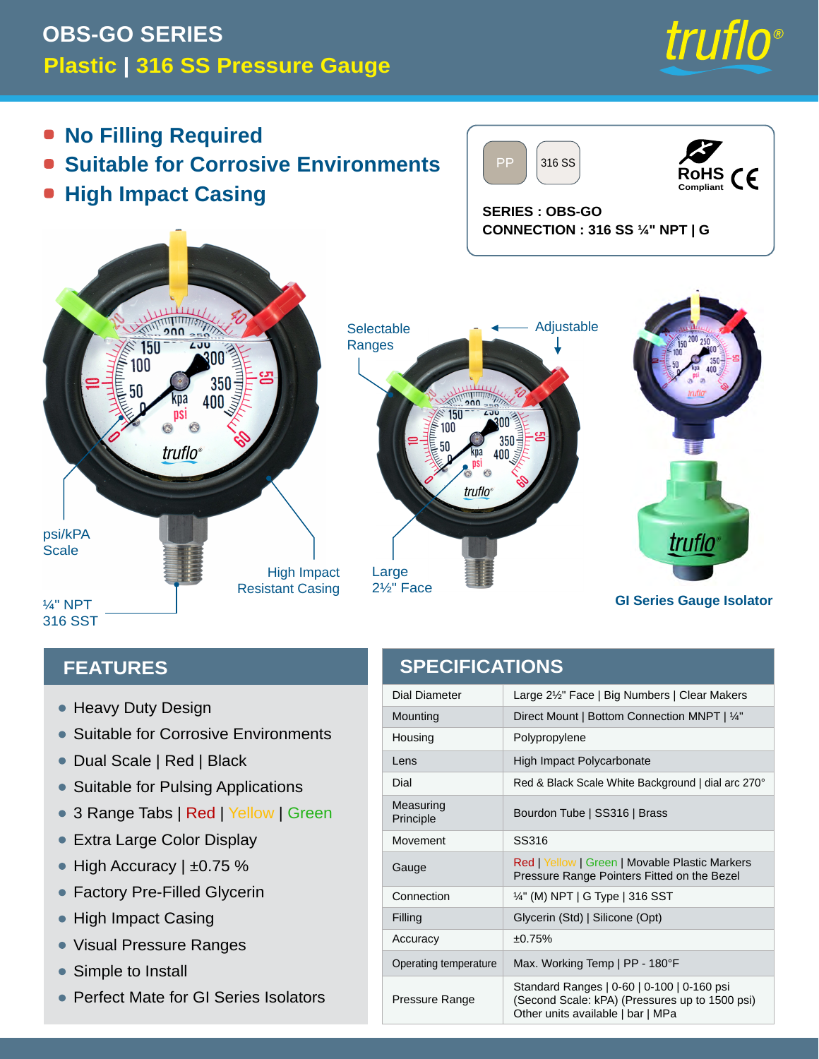# OBS-GO SERIES

## Plastic | 316 SS Pressure Gauge

truflo®

- **No Filling Required**
- **Suitable for Corrosive Environments**
- **High Impact Casing**

PP | 316 SS

RoHS Compliant CE

**SERIES : OBS-GO**
**CONNECTION : 316 SS ¼" NPT | G**

psi/kPA Scale

¼" NPT 316 SST

High Impact Resistant Casing

Selectable Ranges

Adjustable

Large 2½" Face

GI Series Gauge Isolator

## FEATURES

- Heavy Duty Design
- Suitable for Corrosive Environments
- Dual Scale | Red | Black
- Suitable for Pulsing Applications
- 3 Range Tabs | Red | Yellow | Green
- Extra Large Color Display
- High Accuracy | ±0.75 %
- Factory Pre-Filled Glycerin
- High Impact Casing
- Visual Pressure Ranges
- Simple to Install
- Perfect Mate for GI Series Isolators

## SPECIFICATIONS

| | |
|---|---|
| Dial Diameter | Large 2½" Face \| Big Numbers \| Clear Makers |
| Mounting | Direct Mount \| Bottom Connection MNPT \| ¼" |
| Housing | Polypropylene |
| Lens | High Impact Polycarbonate |
| Dial | Red & Black Scale White Background \| dial arc 270° |
| Measuring Principle | Bourdon Tube \| SS316 \| Brass |
| Movement | SS316 |
| Gauge | Red \| Yellow \| Green \| Movable Plastic Markers Pressure Range Pointers Fitted on the Bezel |
| Connection | ¼" (M) NPT \| G Type \| 316 SST |
| Filling | Glycerin (Std) \| Silicone (Opt) |
| Accuracy | ±0.75% |
| Operating temperature | Max. Working Temp \| PP - 180°F |
| Pressure Range | Standard Ranges \| 0-60 \| 0-100 \| 0-160 psi (Second Scale: kPA) (Pressures up to 1500 psi) Other units available \| bar \| MPa |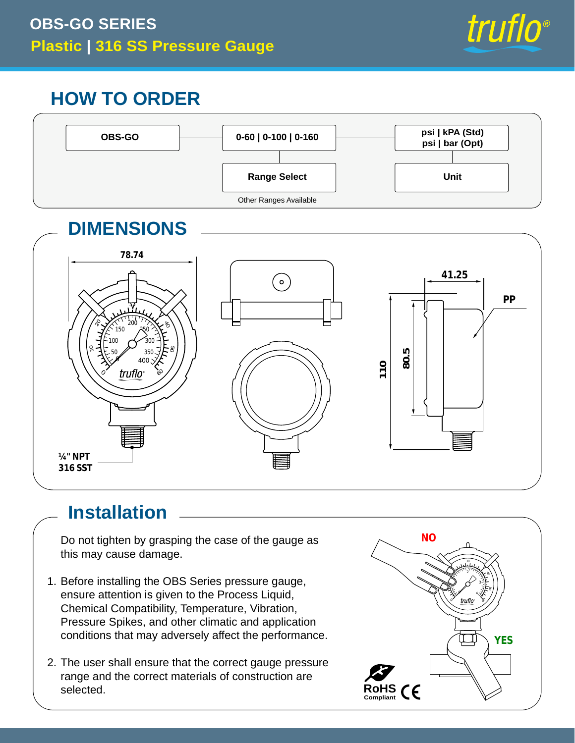OBS-GO SERIES

Plastic | 316 SS Pressure Gauge

## HOW TO ORDER

| | | |
|---|---|---|
| OBS-GO | 0-60 \| 0-100 \| 0-160 | psi \| kPA (Std) psi \| bar (Opt) |
| | Range Select | Unit |

Other Ranges Available

## DIMENSIONS

78.74

41.25

PP

110

80.5

¼" NPT
316 SST

## Installation

Do not tighten by grasping the case of the gauge as this may cause damage.

1. Before installing the OBS Series pressure gauge, ensure attention is given to the Process Liquid, Chemical Compatibility, Temperature, Vibration, Pressure Spikes, and other climatic and application conditions that may adversely affect the performance.

2. The user shall ensure that the correct gauge pressure range and the correct materials of construction are selected.

NO

YES

RoHS Compliant

CE